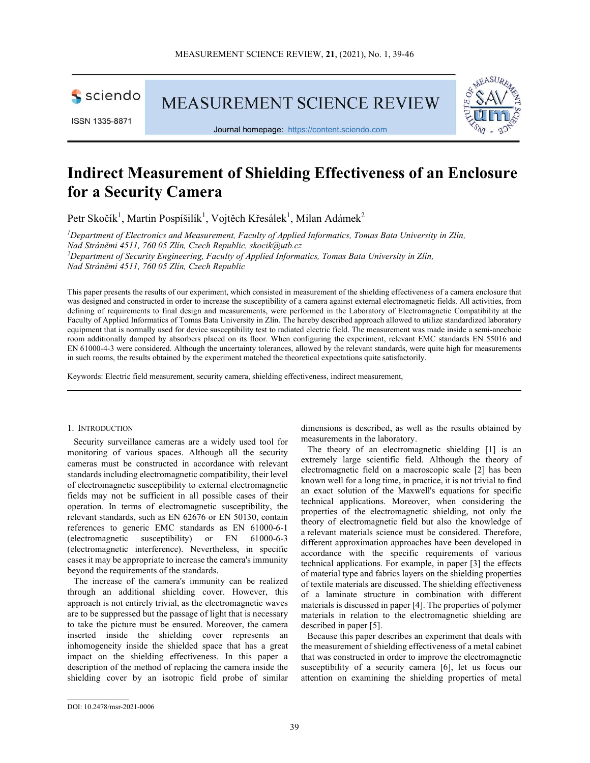# Indirect Measurement of Shielding Effectiveness of an Enclosure for a Security Camera

Petr Skočík[1], Martin Pospíšilík[1], Vojtěch Křesálek[1], Milan Adámek[2]

[1]*Department of Electronics and Measurement, Faculty of Applied Informatics, Tomas Bata University in Zlín, Nad Stráněmi 4511, 760 05 Zlín, Czech Republic, skocik@utb.cz*
[2]*Department of Security Engineering, Faculty of Applied Informatics, Tomas Bata University in Zlín, Nad Stráněmi 4511, 760 05 Zlín, Czech Republic*

This paper presents the results of our experiment, which consisted in measurement of the shielding effectiveness of a camera enclosure that was designed and constructed in order to increase the susceptibility of a camera against external electromagnetic fields. All activities, from defining of requirements to final design and measurements, were performed in the Laboratory of Electromagnetic Compatibility at the Faculty of Applied Informatics of Tomas Bata University in Zlín. The hereby described approach allowed to utilize standardized laboratory equipment that is normally used for device susceptibility test to radiated electric field. The measurement was made inside a semi-anechoic room additionally damped by absorbers placed on its floor. When configuring the experiment, relevant EMC standards EN 55016 and EN 61000-4-3 were considered. Although the uncertainty tolerances, allowed by the relevant standards, were quite high for measurements in such rooms, the results obtained by the experiment matched the theoretical expectations quite satisfactorily.

Keywords: Electric field measurement, security camera, shielding effectiveness, indirect measurement,

## 1. Introduction

Security surveillance cameras are a widely used tool for monitoring of various spaces. Although all the security cameras must be constructed in accordance with relevant standards including electromagnetic compatibility, their level of electromagnetic susceptibility to external electromagnetic fields may not be sufficient in all possible cases of their operation. In terms of electromagnetic susceptibility, the relevant standards, such as EN 62676 or EN 50130, contain references to generic EMC standards as EN 61000-6-1 (electromagnetic susceptibility) or EN 61000-6-3 (electromagnetic interference). Nevertheless, in specific cases it may be appropriate to increase the camera's immunity beyond the requirements of the standards.

The increase of the camera's immunity can be realized through an additional shielding cover. However, this approach is not entirely trivial, as the electromagnetic waves are to be suppressed but the passage of light that is necessary to take the picture must be ensured. Moreover, the camera inserted inside the shielding cover represents an inhomogeneity inside the shielded space that has a great impact on the shielding effectiveness. In this paper a description of the method of replacing the camera inside the shielding cover by an isotropic field probe of similar dimensions is described, as well as the results obtained by measurements in the laboratory.

The theory of an electromagnetic shielding [1] is an extremely large scientific field. Although the theory of electromagnetic field on a macroscopic scale [2] has been known well for a long time, in practice, it is not trivial to find an exact solution of the Maxwell's equations for specific technical applications. Moreover, when considering the properties of the electromagnetic shielding, not only the theory of electromagnetic field but also the knowledge of a relevant materials science must be considered. Therefore, different approximation approaches have been developed in accordance with the specific requirements of various technical applications. For example, in paper [3] the effects of material type and fabrics layers on the shielding properties of textile materials are discussed. The shielding effectiveness of a laminate structure in combination with different materials is discussed in paper [4]. The properties of polymer materials in relation to the electromagnetic shielding are described in paper [5].

Because this paper describes an experiment that deals with the measurement of shielding effectiveness of a metal cabinet that was constructed in order to improve the electromagnetic susceptibility of a security camera [6], let us focus our attention on examining the shielding properties of metal

DOI: 10.2478/msr-2021-0006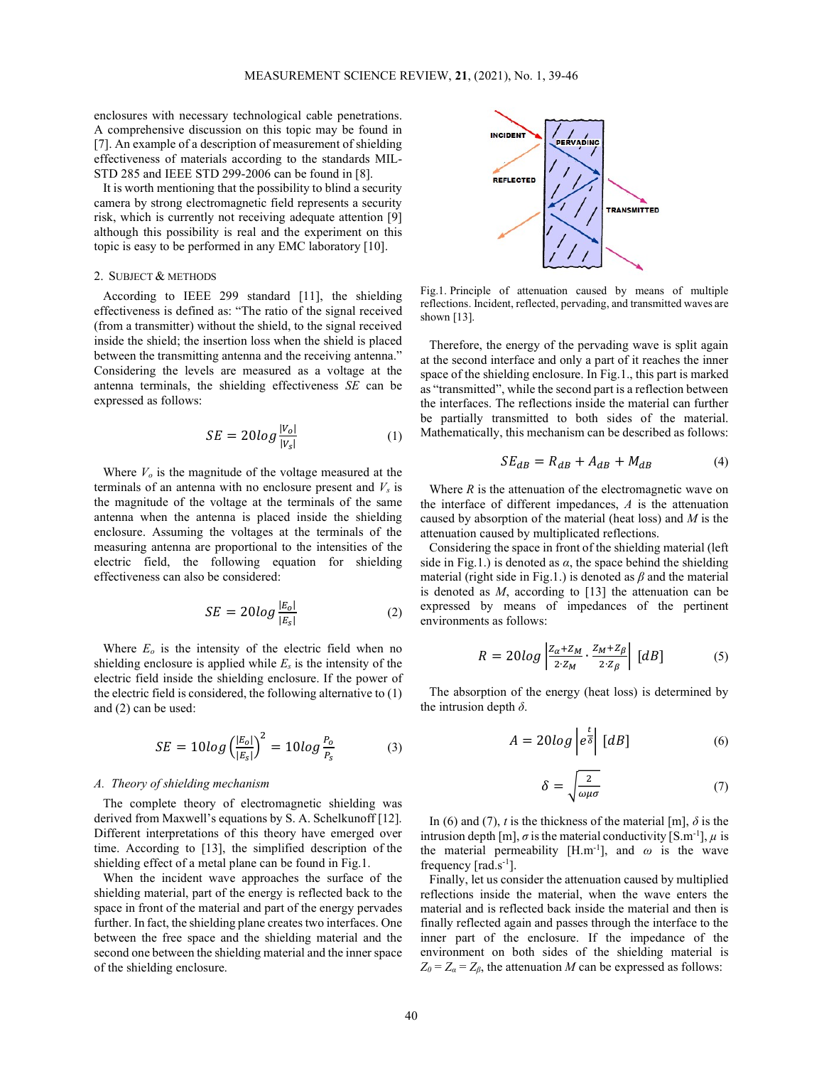enclosures with necessary technological cable penetrations. A comprehensive discussion on this topic may be found in [7]. An example of a description of measurement of shielding effectiveness of materials according to the standards MIL-STD 285 and IEEE STD 299-2006 can be found in [8].

It is worth mentioning that the possibility to blind a security camera by strong electromagnetic field represents a security risk, which is currently not receiving adequate attention [9] although this possibility is real and the experiment on this topic is easy to be performed in any EMC laboratory [10].

## 2. Subject & Methods

According to IEEE 299 standard [11], the shielding effectiveness is defined as: "The ratio of the signal received (from a transmitter) without the shield, to the signal received inside the shield; the insertion loss when the shield is placed between the transmitting antenna and the receiving antenna." Considering the levels are measured as a voltage at the antenna terminals, the shielding effectiveness *SE* can be expressed as follows:

$$SE = 20log\frac{|V_o|}{|V_s|} \tag{1}$$

Where $V_o$ is the magnitude of the voltage measured at the terminals of an antenna with no enclosure present and $V_s$ is the magnitude of the voltage at the terminals of the same antenna when the antenna is placed inside the shielding enclosure. Assuming the voltages at the terminals of the measuring antenna are proportional to the intensities of the electric field, the following equation for shielding effectiveness can also be considered:

$$SE = 20log\frac{|E_o|}{|E_s|} \tag{2}$$

Where $E_o$ is the intensity of the electric field when no shielding enclosure is applied while $E_s$ is the intensity of the electric field inside the shielding enclosure. If the power of the electric field is considered, the following alternative to (1) and (2) can be used:

$$SE = 10log\left(\frac{|E_o|}{|E_s|}\right)^2 = 10log\frac{P_o}{P_s} \tag{3}$$

### A. Theory of shielding mechanism

The complete theory of electromagnetic shielding was derived from Maxwell's equations by S. A. Schelkunoff [12]. Different interpretations of this theory have emerged over time. According to [13], the simplified description of the shielding effect of a metal plane can be found in Fig.1.

When the incident wave approaches the surface of the shielding material, part of the energy is reflected back to the space in front of the material and part of the energy pervades further. In fact, the shielding plane creates two interfaces. One between the free space and the shielding material and the second one between the shielding material and the inner space of the shielding enclosure.

Fig.1. Principle of attenuation caused by means of multiple reflections. Incident, reflected, pervading, and transmitted waves are shown [13].

Therefore, the energy of the pervading wave is split again at the second interface and only a part of it reaches the inner space of the shielding enclosure. In Fig.1., this part is marked as "transmitted", while the second part is a reflection between the interfaces. The reflections inside the material can further be partially transmitted to both sides of the material. Mathematically, this mechanism can be described as follows:

$$SE_{dB} = R_{dB} + A_{dB} + M_{dB} \tag{4}$$

Where *R* is the attenuation of the electromagnetic wave on the interface of different impedances, *A* is the attenuation caused by absorption of the material (heat loss) and *M* is the attenuation caused by multiplicated reflections.

Considering the space in front of the shielding material (left side in Fig.1.) is denoted as $\alpha$, the space behind the shielding material (right side in Fig.1.) is denoted as $\beta$ and the material is denoted as *M*, according to [13] the attenuation can be expressed by means of impedances of the pertinent environments as follows:

$$R = 20log\left|\frac{Z_\alpha + Z_M}{2 \cdot Z_M} \cdot \frac{Z_M + Z_\beta}{2 \cdot Z_\beta}\right| \ [dB] \tag{5}$$

The absorption of the energy (heat loss) is determined by the intrusion depth $\delta$.

$$A = 20log\left|e^{\frac{t}{\delta}}\right| \ [dB] \tag{6}$$

$$\delta = \sqrt{\frac{2}{\omega\mu\sigma}} \tag{7}$$

In (6) and (7), $t$ is the thickness of the material [m], $\delta$ is the intrusion depth [m], $\sigma$ is the material conductivity [S.m$^{-1}$], $\mu$ is the material permeability [H.m$^{-1}$], and $\omega$ is the wave frequency [rad.s$^{-1}$].

Finally, let us consider the attenuation caused by multiplied reflections inside the material, when the wave enters the material and is reflected back inside the material and then is finally reflected again and passes through the interface to the inner part of the enclosure. If the impedance of the environment on both sides of the shielding material is $Z_0 = Z_\alpha = Z_\beta$, the attenuation *M* can be expressed as follows: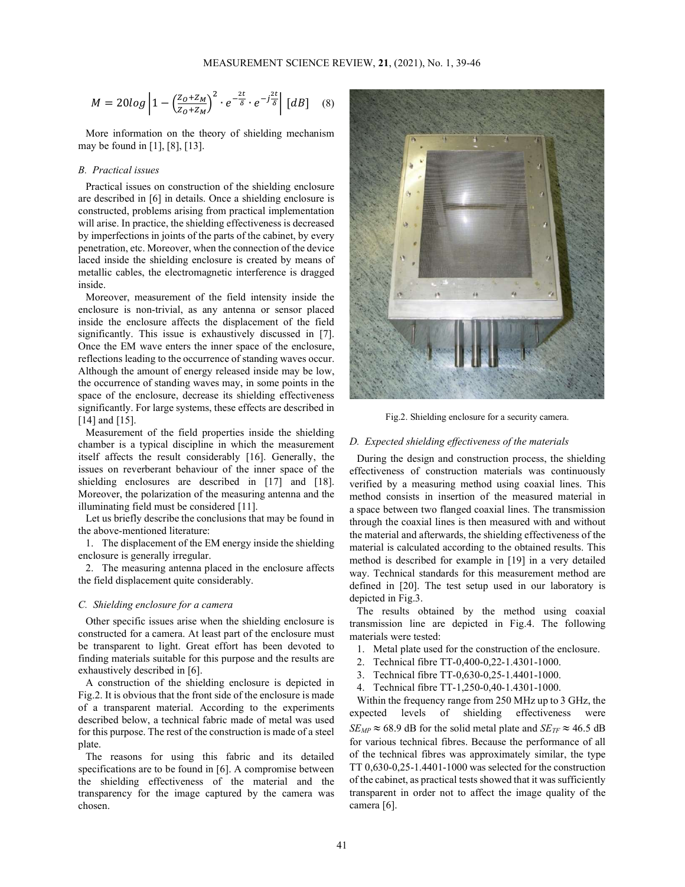$$M = 20log\left|1 - \left(\frac{Z_O + Z_M}{Z_O + Z_M}\right)^2 \cdot e^{-\frac{2t}{\delta}} \cdot e^{-j\frac{2t}{\delta}}\right| [dB] \quad (8)$$

More information on the theory of shielding mechanism may be found in [1], [8], [13].

### *B. Practical issues*

Practical issues on construction of the shielding enclosure are described in [6] in details. Once a shielding enclosure is constructed, problems arising from practical implementation will arise. In practice, the shielding effectiveness is decreased by imperfections in joints of the parts of the cabinet, by every penetration, etc. Moreover, when the connection of the device laced inside the shielding enclosure is created by means of metallic cables, the electromagnetic interference is dragged inside.

Moreover, measurement of the field intensity inside the enclosure is non-trivial, as any antenna or sensor placed inside the enclosure affects the displacement of the field significantly. This issue is exhaustively discussed in [7]. Once the EM wave enters the inner space of the enclosure, reflections leading to the occurrence of standing waves occur. Although the amount of energy released inside may be low, the occurrence of standing waves may, in some points in the space of the enclosure, decrease its shielding effectiveness significantly. For large systems, these effects are described in [14] and [15].

Measurement of the field properties inside the shielding chamber is a typical discipline in which the measurement itself affects the result considerably [16]. Generally, the issues on reverberant behaviour of the inner space of the shielding enclosures are described in [17] and [18]. Moreover, the polarization of the measuring antenna and the illuminating field must be considered [11].

Let us briefly describe the conclusions that may be found in the above-mentioned literature:

1. The displacement of the EM energy inside the shielding enclosure is generally irregular.
2. The measuring antenna placed in the enclosure affects the field displacement quite considerably.

### *C. Shielding enclosure for a camera*

Other specific issues arise when the shielding enclosure is constructed for a camera. At least part of the enclosure must be transparent to light. Great effort has been devoted to finding materials suitable for this purpose and the results are exhaustively described in [6].

A construction of the shielding enclosure is depicted in Fig.2. It is obvious that the front side of the enclosure is made of a transparent material. According to the experiments described below, a technical fabric made of metal was used for this purpose. The rest of the construction is made of a steel plate.

The reasons for using this fabric and its detailed specifications are to be found in [6]. A compromise between the shielding effectiveness of the material and the transparency for the image captured by the camera was chosen.

Fig.2. Shielding enclosure for a security camera.

### *D. Expected shielding effectiveness of the materials*

During the design and construction process, the shielding effectiveness of construction materials was continuously verified by a measuring method using coaxial lines. This method consists in insertion of the measured material in a space between two flanged coaxial lines. The transmission through the coaxial lines is then measured with and without the material and afterwards, the shielding effectiveness of the material is calculated according to the obtained results. This method is described for example in [19] in a very detailed way. Technical standards for this measurement method are defined in [20]. The test setup used in our laboratory is depicted in Fig.3.

The results obtained by the method using coaxial transmission line are depicted in Fig.4. The following materials were tested:

1. Metal plate used for the construction of the enclosure.
2. Technical fibre TT-0,400-0,22-1.4301-1000.
3. Technical fibre TT-0,630-0,25-1.4401-1000.
4. Technical fibre TT-1,250-0,40-1.4301-1000.

Within the frequency range from 250 MHz up to 3 GHz, the expected levels of shielding effectiveness were $SE_{MP} \approx 68.9$ dB for the solid metal plate and $SE_{TF} \approx 46.5$ dB for various technical fibres. Because the performance of all of the technical fibres was approximately similar, the type TT 0,630-0,25-1.4401-1000 was selected for the construction of the cabinet, as practical tests showed that it was sufficiently transparent in order not to affect the image quality of the camera [6].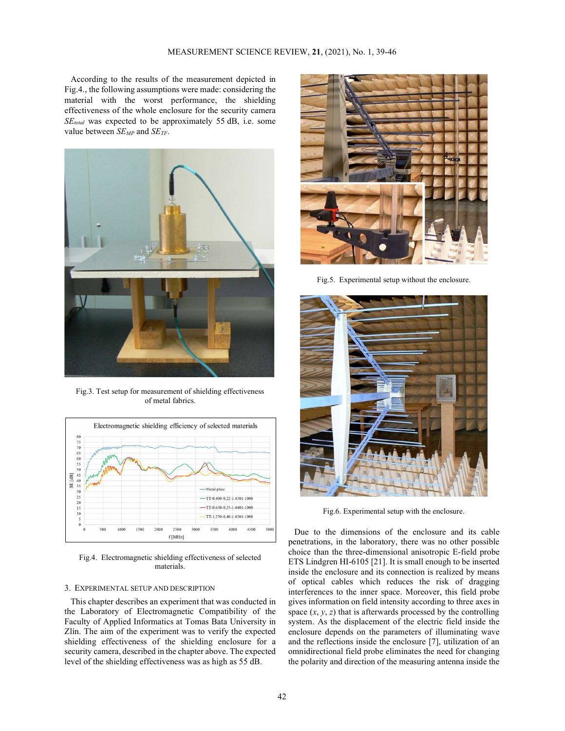According to the results of the measurement depicted in Fig.4., the following assumptions were made: considering the material with the worst performance, the shielding effectiveness of the whole enclosure for the security camera $SE_{total}$ was expected to be approximately 55 dB, i.e. some value between $SE_{MP}$ and $SE_{TF}$.

Fig.3. Test setup for measurement of shielding effectiveness of metal fabrics.

Fig.4. Electromagnetic shielding effectiveness of selected materials.

## 3. Experimental setup and description

This chapter describes an experiment that was conducted in the Laboratory of Electromagnetic Compatibility of the Faculty of Applied Informatics at Tomas Bata University in Zlín. The aim of the experiment was to verify the expected shielding effectiveness of the shielding enclosure for a security camera, described in the chapter above. The expected level of the shielding effectiveness was as high as 55 dB.

Fig.5. Experimental setup without the enclosure.

Fig.6. Experimental setup with the enclosure.

Due to the dimensions of the enclosure and its cable penetrations, in the laboratory, there was no other possible choice than the three-dimensional anisotropic E-field probe ETS Lindgren HI-6105 [21]. It is small enough to be inserted inside the enclosure and its connection is realized by means of optical cables which reduces the risk of dragging interferences to the inner space. Moreover, this field probe gives information on field intensity according to three axes in space ($x$, $y$, $z$) that is afterwards processed by the controlling system. As the displacement of the electric field inside the enclosure depends on the parameters of illuminating wave and the reflections inside the enclosure [7], utilization of an omnidirectional field probe eliminates the need for changing the polarity and direction of the measuring antenna inside the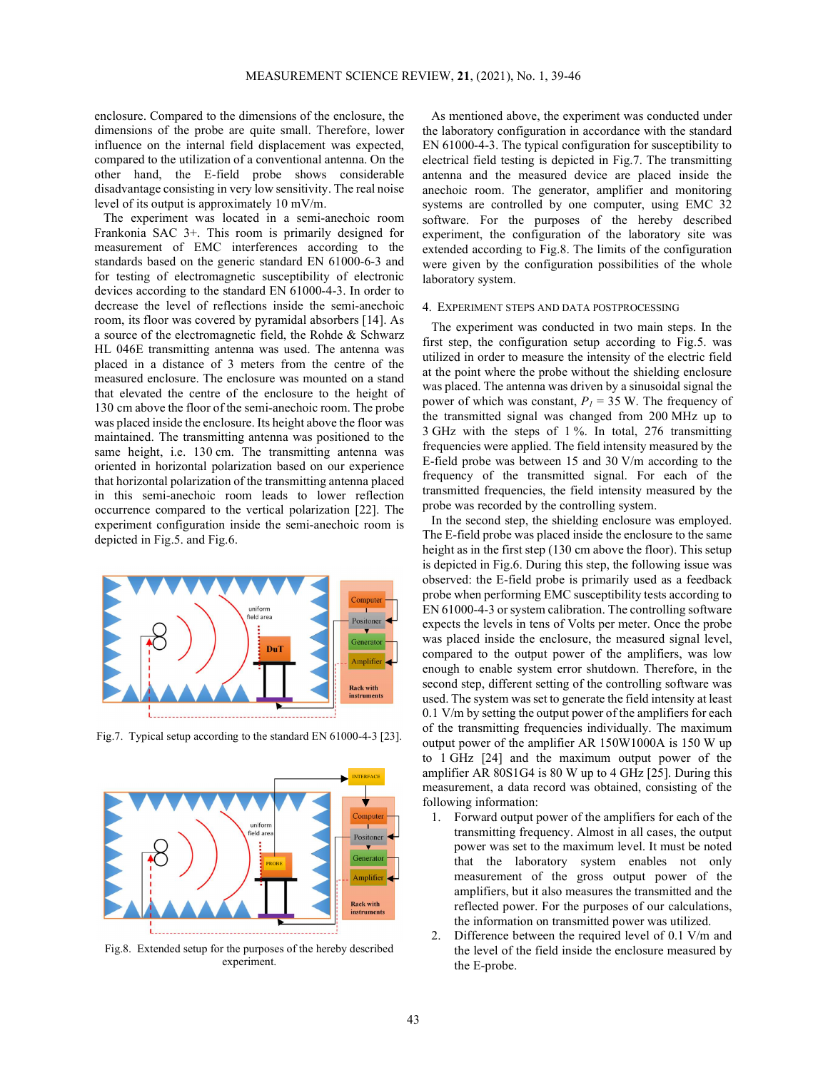enclosure. Compared to the dimensions of the enclosure, the dimensions of the probe are quite small. Therefore, lower influence on the internal field displacement was expected, compared to the utilization of a conventional antenna. On the other hand, the E-field probe shows considerable disadvantage consisting in very low sensitivity. The real noise level of its output is approximately 10 mV/m.

The experiment was located in a semi-anechoic room Frankonia SAC 3+. This room is primarily designed for measurement of EMC interferences according to the standards based on the generic standard EN 61000-6-3 and for testing of electromagnetic susceptibility of electronic devices according to the standard EN 61000-4-3. In order to decrease the level of reflections inside the semi-anechoic room, its floor was covered by pyramidal absorbers [14]. As a source of the electromagnetic field, the Rohde & Schwarz HL 046E transmitting antenna was used. The antenna was placed in a distance of 3 meters from the centre of the measured enclosure. The enclosure was mounted on a stand that elevated the centre of the enclosure to the height of 130 cm above the floor of the semi-anechoic room. The probe was placed inside the enclosure. Its height above the floor was maintained. The transmitting antenna was positioned to the same height, i.e. 130 cm. The transmitting antenna was oriented in horizontal polarization based on our experience that horizontal polarization of the transmitting antenna placed in this semi-anechoic room leads to lower reflection occurrence compared to the vertical polarization [22]. The experiment configuration inside the semi-anechoic room is depicted in Fig.5. and Fig.6.

Fig.7. Typical setup according to the standard EN 61000-4-3 [23].

Fig.8. Extended setup for the purposes of the hereby described experiment.

As mentioned above, the experiment was conducted under the laboratory configuration in accordance with the standard EN 61000-4-3. The typical configuration for susceptibility to electrical field testing is depicted in Fig.7. The transmitting antenna and the measured device are placed inside the anechoic room. The generator, amplifier and monitoring systems are controlled by one computer, using EMC 32 software. For the purposes of the hereby described experiment, the configuration of the laboratory site was extended according to Fig.8. The limits of the configuration were given by the configuration possibilities of the whole laboratory system.

## 4. Experiment steps and data postprocessing

The experiment was conducted in two main steps. In the first step, the configuration setup according to Fig.5. was utilized in order to measure the intensity of the electric field at the point where the probe without the shielding enclosure was placed. The antenna was driven by a sinusoidal signal the power of which was constant, $P_1$ = 35 W. The frequency of the transmitted signal was changed from 200 MHz up to 3 GHz with the steps of 1 %. In total, 276 transmitting frequencies were applied. The field intensity measured by the E-field probe was between 15 and 30 V/m according to the frequency of the transmitted signal. For each of the transmitted frequencies, the field intensity measured by the probe was recorded by the controlling system.

In the second step, the shielding enclosure was employed. The E-field probe was placed inside the enclosure to the same height as in the first step (130 cm above the floor). This setup is depicted in Fig.6. During this step, the following issue was observed: the E-field probe is primarily used as a feedback probe when performing EMC susceptibility tests according to EN 61000-4-3 or system calibration. The controlling software expects the levels in tens of Volts per meter. Once the probe was placed inside the enclosure, the measured signal level, compared to the output power of the amplifiers, was low enough to enable system error shutdown. Therefore, in the second step, different setting of the controlling software was used. The system was set to generate the field intensity at least 0.1 V/m by setting the output power of the amplifiers for each of the transmitting frequencies individually. The maximum output power of the amplifier AR 150W1000A is 150 W up to 1 GHz [24] and the maximum output power of the amplifier AR 80S1G4 is 80 W up to 4 GHz [25]. During this measurement, a data record was obtained, consisting of the following information:

1. Forward output power of the amplifiers for each of the transmitting frequency. Almost in all cases, the output power was set to the maximum level. It must be noted that the laboratory system enables not only measurement of the gross output power of the amplifiers, but it also measures the transmitted and the reflected power. For the purposes of our calculations, the information on transmitted power was utilized.
2. Difference between the required level of 0.1 V/m and the level of the field inside the enclosure measured by the E-probe.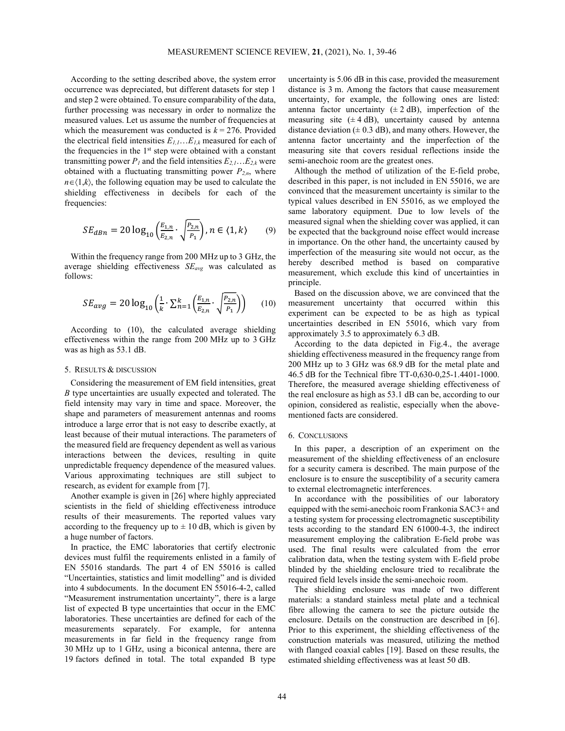According to the setting described above, the system error occurrence was depreciated, but different datasets for step 1 and step 2 were obtained. To ensure comparability of the data, further processing was necessary in order to normalize the measured values. Let us assume the number of frequencies at which the measurement was conducted is $k = 276$. Provided the electrical field intensities $E_{1,1}\ldots E_{1,k}$ measured for each of the frequencies in the 1st step were obtained with a constant transmitting power $P_1$ and the field intensities $E_{2,1}\ldots E_{2,k}$ were obtained with a fluctuating transmitting power $P_{2,n}$, where $n\in\langle 1,k\rangle$, the following equation may be used to calculate the shielding effectiveness in decibels for each of the frequencies:

$$SE_{dBn} = 20\log_{10}\left(\frac{E_{1,n}}{E_{2,n}}\cdot\sqrt{\frac{P_{2,n}}{P_1}}\right), n\in\langle 1,k\rangle \tag{9}$$

Within the frequency range from 200 MHz up to 3 GHz, the average shielding effectiveness $SE_{avg}$ was calculated as follows:

$$SE_{avg} = 20\log_{10}\left(\frac{1}{k}\cdot\sum_{n=1}^{k}\left(\frac{E_{1,n}}{E_{2,n}}\cdot\sqrt{\frac{P_{2,n}}{P_1}}\right)\right) \tag{10}$$

According to (10), the calculated average shielding effectiveness within the range from 200 MHz up to 3 GHz was as high as 53.1 dB.

## 5. Results & discussion

Considering the measurement of EM field intensities, great *B* type uncertainties are usually expected and tolerated. The field intensity may vary in time and space. Moreover, the shape and parameters of measurement antennas and rooms introduce a large error that is not easy to describe exactly, at least because of their mutual interactions. The parameters of the measured field are frequency dependent as well as various interactions between the devices, resulting in quite unpredictable frequency dependence of the measured values. Various approximating techniques are still subject to research, as evident for example from [7].

Another example is given in [26] where highly appreciated scientists in the field of shielding effectiveness introduce results of their measurements. The reported values vary according to the frequency up to ± 10 dB, which is given by a huge number of factors.

In practice, the EMC laboratories that certify electronic devices must fulfil the requirements enlisted in a family of EN 55016 standards. The part 4 of EN 55016 is called "Uncertainties, statistics and limit modelling" and is divided into 4 subdocuments. In the document EN 55016-4-2, called "Measurement instrumentation uncertainty", there is a large list of expected B type uncertainties that occur in the EMC laboratories. These uncertainties are defined for each of the measurements separately. For example, for antenna measurements in far field in the frequency range from 30 MHz up to 1 GHz, using a biconical antenna, there are 19 factors defined in total. The total expanded B type uncertainty is 5.06 dB in this case, provided the measurement distance is 3 m. Among the factors that cause measurement uncertainty, for example, the following ones are listed: antenna factor uncertainty (± 2 dB), imperfection of the measuring site (± 4 dB), uncertainty caused by antenna distance deviation (± 0.3 dB), and many others. However, the antenna factor uncertainty and the imperfection of the measuring site that covers residual reflections inside the semi-anechoic room are the greatest ones.

Although the method of utilization of the E-field probe, described in this paper, is not included in EN 55016, we are convinced that the measurement uncertainty is similar to the typical values described in EN 55016, as we employed the same laboratory equipment. Due to low levels of the measured signal when the shielding cover was applied, it can be expected that the background noise effect would increase in importance. On the other hand, the uncertainty caused by imperfection of the measuring site would not occur, as the hereby described method is based on comparative measurement, which exclude this kind of uncertainties in principle.

Based on the discussion above, we are convinced that the measurement uncertainty that occurred within this experiment can be expected to be as high as typical uncertainties described in EN 55016, which vary from approximately 3.5 to approximately 6.3 dB.

According to the data depicted in Fig.4., the average shielding effectiveness measured in the frequency range from 200 MHz up to 3 GHz was 68.9 dB for the metal plate and 46.5 dB for the Technical fibre TT-0,630-0,25-1.4401-1000. Therefore, the measured average shielding effectiveness of the real enclosure as high as 53.1 dB can be, according to our opinion, considered as realistic, especially when the above-mentioned facts are considered.

## 6. Conclusions

In this paper, a description of an experiment on the measurement of the shielding effectiveness of an enclosure for a security camera is described. The main purpose of the enclosure is to ensure the susceptibility of a security camera to external electromagnetic interferences.

In accordance with the possibilities of our laboratory equipped with the semi-anechoic room Frankonia SAC3+ and a testing system for processing electromagnetic susceptibility tests according to the standard EN 61000-4-3, the indirect measurement employing the calibration E-field probe was used. The final results were calculated from the error calibration data, when the testing system with E-field probe blinded by the shielding enclosure tried to recalibrate the required field levels inside the semi-anechoic room.

The shielding enclosure was made of two different materials: a standard stainless metal plate and a technical fibre allowing the camera to see the picture outside the enclosure. Details on the construction are described in [6]. Prior to this experiment, the shielding effectiveness of the construction materials was measured, utilizing the method with flanged coaxial cables [19]. Based on these results, the estimated shielding effectiveness was at least 50 dB.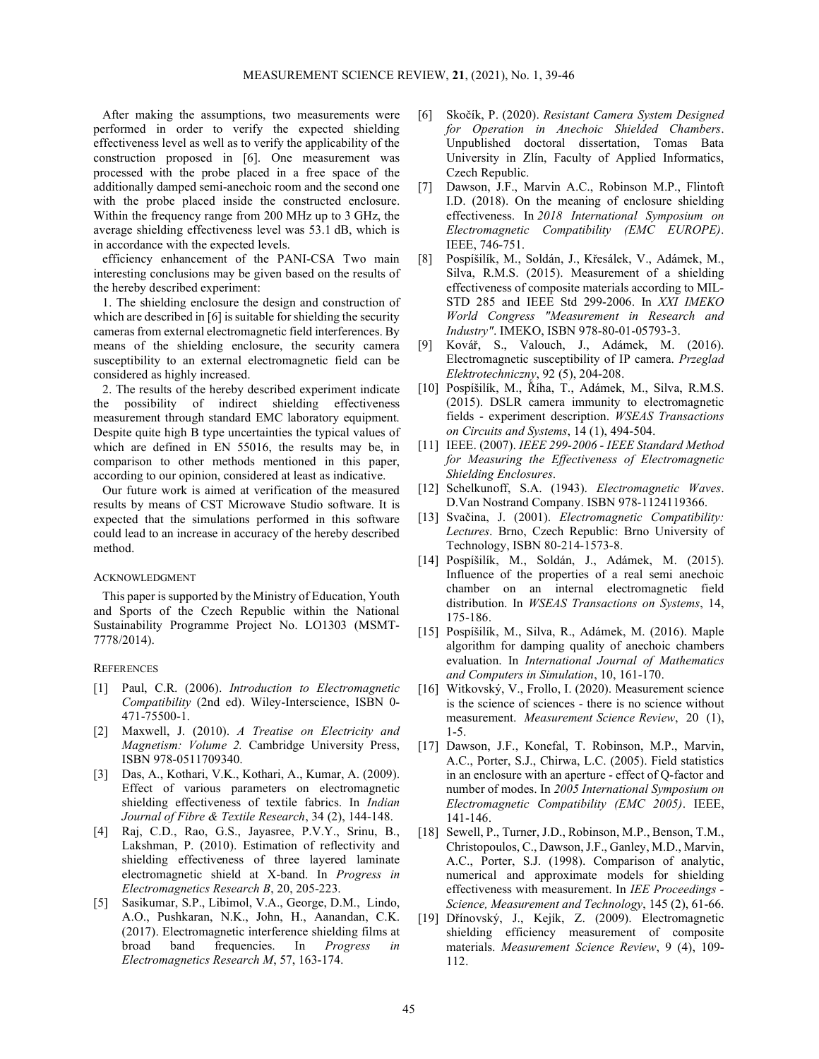After making the assumptions, two measurements were performed in order to verify the expected shielding effectiveness level as well as to verify the applicability of the construction proposed in [6]. One measurement was processed with the probe placed in a free space of the additionally damped semi-anechoic room and the second one with the probe placed inside the constructed enclosure. Within the frequency range from 200 MHz up to 3 GHz, the average shielding effectiveness level was 53.1 dB, which is in accordance with the expected levels.

efficiency enhancement of the PANI-CSA Two main interesting conclusions may be given based on the results of the hereby described experiment:

1. The shielding enclosure the design and construction of which are described in [6] is suitable for shielding the security cameras from external electromagnetic field interferences. By means of the shielding enclosure, the security camera susceptibility to an external electromagnetic field can be considered as highly increased.

2. The results of the hereby described experiment indicate the possibility of indirect shielding effectiveness measurement through standard EMC laboratory equipment. Despite quite high B type uncertainties the typical values of which are defined in EN 55016, the results may be, in comparison to other methods mentioned in this paper, according to our opinion, considered at least as indicative.

Our future work is aimed at verification of the measured results by means of CST Microwave Studio software. It is expected that the simulations performed in this software could lead to an increase in accuracy of the hereby described method.

## Acknowledgment

This paper is supported by the Ministry of Education, Youth and Sports of the Czech Republic within the National Sustainability Programme Project No. LO1303 (MSMT-7778/2014).

## References

[1] Paul, C.R. (2006). *Introduction to Electromagnetic Compatibility* (2nd ed). Wiley-Interscience, ISBN 0-471-75500-1.

[2] Maxwell, J. (2010). *A Treatise on Electricity and Magnetism: Volume 2.* Cambridge University Press, ISBN 978-0511709340.

[3] Das, A., Kothari, V.K., Kothari, A., Kumar, A. (2009). Effect of various parameters on electromagnetic shielding effectiveness of textile fabrics. In *Indian Journal of Fibre & Textile Research*, 34 (2), 144-148.

[4] Raj, C.D., Rao, G.S., Jayasree, P.V.Y., Srinu, B., Lakshman, P. (2010). Estimation of reflectivity and shielding effectiveness of three layered laminate electromagnetic shield at X-band. In *Progress in Electromagnetics Research B*, 20, 205-223.

[5] Sasikumar, S.P., Libimol, V.A., George, D.M., Lindo, A.O., Pushkaran, N.K., John, H., Aanandan, C.K. (2017). Electromagnetic interference shielding films at broad band frequencies. In *Progress in Electromagnetics Research M*, 57, 163-174.

[6] Skočík, P. (2020). *Resistant Camera System Designed for Operation in Anechoic Shielded Chambers*. Unpublished doctoral dissertation, Tomas Bata University in Zlín, Faculty of Applied Informatics, Czech Republic.

[7] Dawson, J.F., Marvin A.C., Robinson M.P., Flintoft I.D. (2018). On the meaning of enclosure shielding effectiveness. In *2018 International Symposium on Electromagnetic Compatibility (EMC EUROPE)*. IEEE, 746-751.

[8] Pospíšilík, M., Soldán, J., Křesálek, V., Adámek, M., Silva, R.M.S. (2015). Measurement of a shielding effectiveness of composite materials according to MIL-STD 285 and IEEE Std 299-2006. In *XXI IMEKO World Congress "Measurement in Research and Industry"*. IMEKO, ISBN 978-80-01-05793-3.

[9] Kovář, S., Valouch, J., Adámek, M. (2016). Electromagnetic susceptibility of IP camera. *Przeglad Elektrotechniczny*, 92 (5), 204-208.

[10] Pospíšilík, M., Říha, T., Adámek, M., Silva, R.M.S. (2015). DSLR camera immunity to electromagnetic fields - experiment description. *WSEAS Transactions on Circuits and Systems*, 14 (1), 494-504.

[11] IEEE. (2007). *IEEE 299-2006 - IEEE Standard Method for Measuring the Effectiveness of Electromagnetic Shielding Enclosures*.

[12] Schelkunoff, S.A. (1943). *Electromagnetic Waves*. D.Van Nostrand Company. ISBN 978-1124119366.

[13] Svačina, J. (2001). *Electromagnetic Compatibility: Lectures*. Brno, Czech Republic: Brno University of Technology, ISBN 80-214-1573-8.

[14] Pospíšilík, M., Soldán, J., Adámek, M. (2015). Influence of the properties of a real semi anechoic chamber on an internal electromagnetic field distribution. In *WSEAS Transactions on Systems*, 14, 175-186.

[15] Pospíšilík, M., Silva, R., Adámek, M. (2016). Maple algorithm for damping quality of anechoic chambers evaluation. In *International Journal of Mathematics and Computers in Simulation*, 10, 161-170.

[16] Witkovský, V., Frollo, I. (2020). Measurement science is the science of sciences - there is no science without measurement. *Measurement Science Review*, 20 (1), 1-5.

[17] Dawson, J.F., Konefal, T. Robinson, M.P., Marvin, A.C., Porter, S.J., Chirwa, L.C. (2005). Field statistics in an enclosure with an aperture - effect of Q-factor and number of modes. In *2005 International Symposium on Electromagnetic Compatibility (EMC 2005)*. IEEE, 141-146.

[18] Sewell, P., Turner, J.D., Robinson, M.P., Benson, T.M., Christopoulos, C., Dawson, J.F., Ganley, M.D., Marvin, A.C., Porter, S.J. (1998). Comparison of analytic, numerical and approximate models for shielding effectiveness with measurement. In *IEE Proceedings - Science, Measurement and Technology*, 145 (2), 61-66.

[19] Dřínovský, J., Kejík, Z. (2009). Electromagnetic shielding efficiency measurement of composite materials. *Measurement Science Review*, 9 (4), 109-112.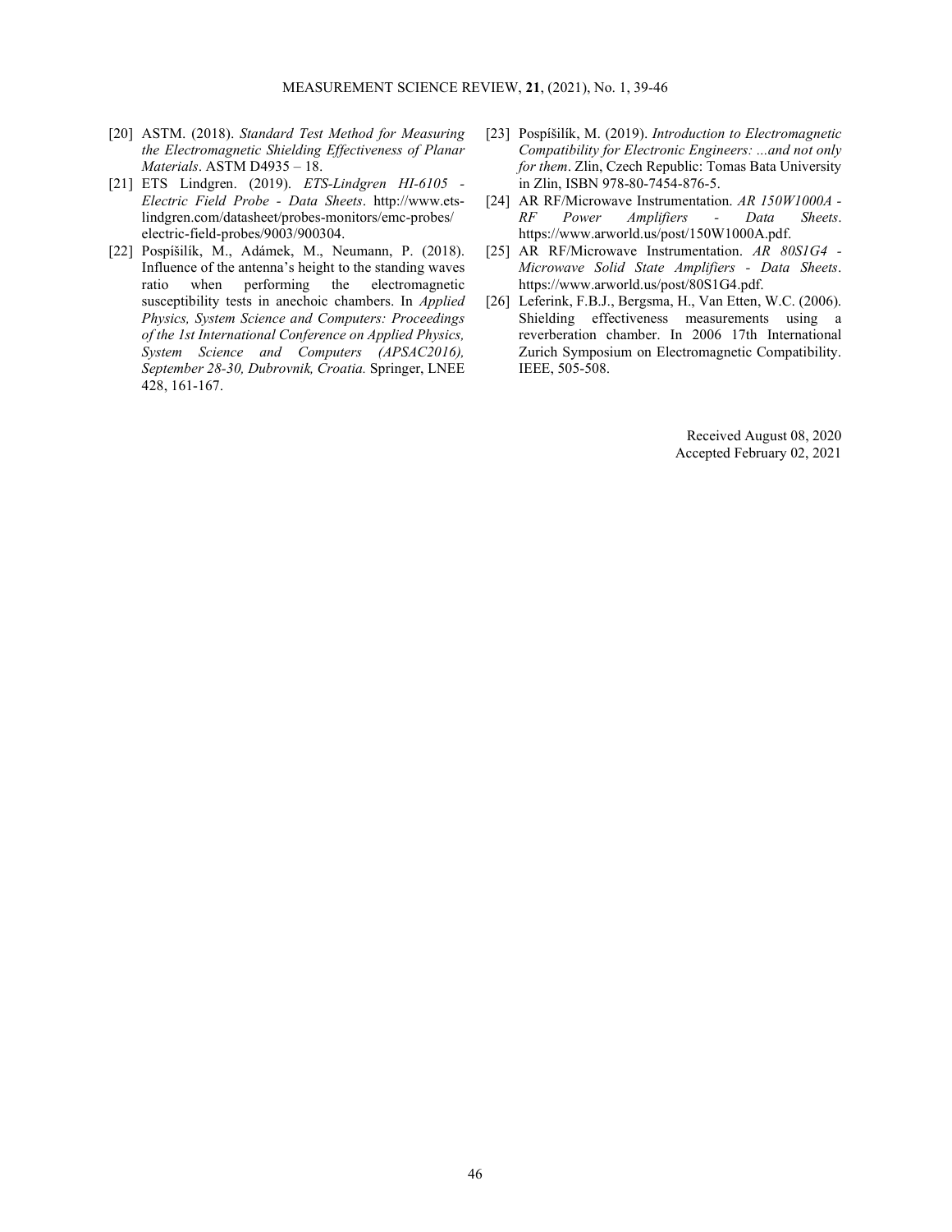[20] ASTM. (2018). *Standard Test Method for Measuring the Electromagnetic Shielding Effectiveness of Planar Materials*. ASTM D4935 – 18.

[21] ETS Lindgren. (2019). *ETS-Lindgren HI-6105 - Electric Field Probe - Data Sheets*. http://www.ets-lindgren.com/datasheet/probes-monitors/emc-probes/electric-field-probes/9003/900304.

[22] Pospíšilík, M., Adámek, M., Neumann, P. (2018). Influence of the antenna's height to the standing waves ratio when performing the electromagnetic susceptibility tests in anechoic chambers. In *Applied Physics, System Science and Computers: Proceedings of the 1st International Conference on Applied Physics, System Science and Computers (APSAC2016), September 28-30, Dubrovnik, Croatia.* Springer, LNEE 428, 161-167.

[23] Pospíšilík, M. (2019). *Introduction to Electromagnetic Compatibility for Electronic Engineers: ...and not only for them*. Zlin, Czech Republic: Tomas Bata University in Zlin, ISBN 978-80-7454-876-5.

[24] AR RF/Microwave Instrumentation. *AR 150W1000A - RF Power Amplifiers - Data Sheets*. https://www.arworld.us/post/150W1000A.pdf.

[25] AR RF/Microwave Instrumentation. *AR 80S1G4 - Microwave Solid State Amplifiers - Data Sheets*. https://www.arworld.us/post/80S1G4.pdf.

[26] Leferink, F.B.J., Bergsma, H., Van Etten, W.C. (2006). Shielding effectiveness measurements using a reverberation chamber. In 2006 17th International Zurich Symposium on Electromagnetic Compatibility. IEEE, 505-508.

Received August 08, 2020
Accepted February 02, 2021